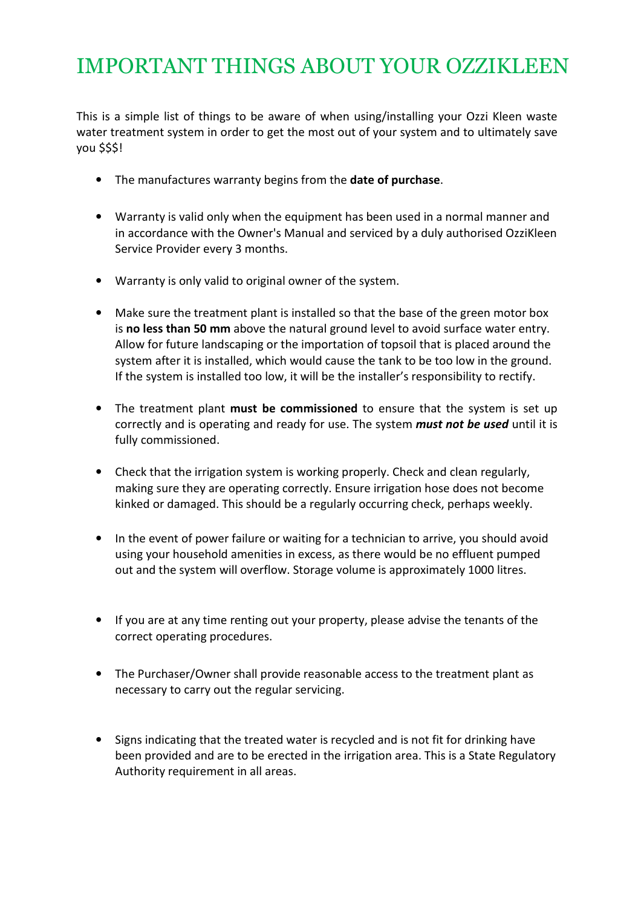# IMPORTANT THINGS ABOUT YOUR OZZIKLEEN

This is a simple list of things to be aware of when using/installing your Ozzi Kleen waste water treatment system in order to get the most out of your system and to ultimately save you $$$!

- The manufactures warranty begins from the **date of purchase**.
- Warranty is valid only when the equipment has been used in a normal manner and in accordance with the Owner's Manual and serviced by a duly authorised OzziKleen Service Provider every 3 months.
- Warranty is only valid to original owner of the system.
- Make sure the treatment plant is installed so that the base of the green motor box is **no less than 50 mm** above the natural ground level to avoid surface water entry. Allow for future landscaping or the importation of topsoil that is placed around the system after it is installed, which would cause the tank to be too low in the ground. If the system is installed too low, it will be the installer's responsibility to rectify.
- The treatment plant **must be commissioned** to ensure that the system is set up correctly and is operating and ready for use. The system ***must not be used*** until it is fully commissioned.
- Check that the irrigation system is working properly. Check and clean regularly, making sure they are operating correctly. Ensure irrigation hose does not become kinked or damaged. This should be a regularly occurring check, perhaps weekly.
- In the event of power failure or waiting for a technician to arrive, you should avoid using your household amenities in excess, as there would be no effluent pumped out and the system will overflow. Storage volume is approximately 1000 litres.
- If you are at any time renting out your property, please advise the tenants of the correct operating procedures.
- The Purchaser/Owner shall provide reasonable access to the treatment plant as necessary to carry out the regular servicing.
- Signs indicating that the treated water is recycled and is not fit for drinking have been provided and are to be erected in the irrigation area. This is a State Regulatory Authority requirement in all areas.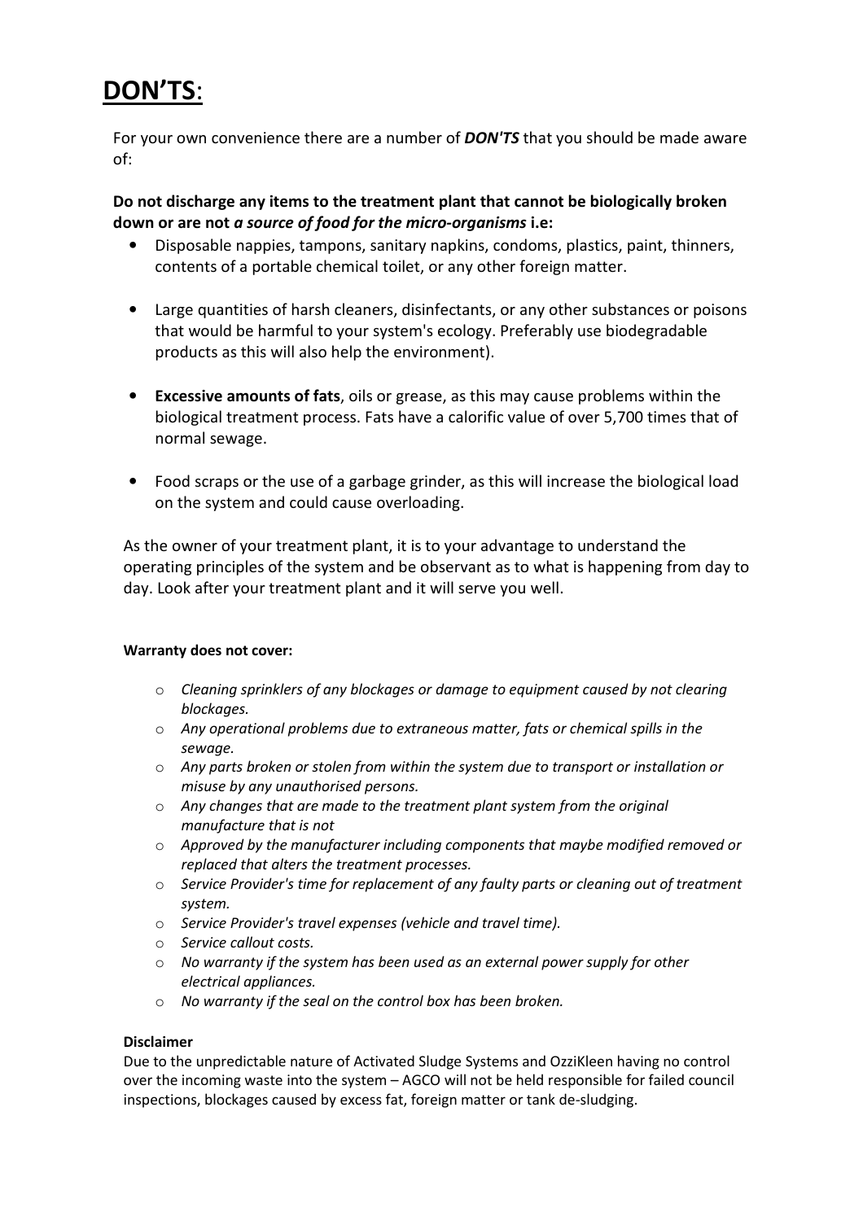# DON'TS:

For your own convenience there are a number of ***DON'TS*** that you should be made aware of:

**Do not discharge any items to the treatment plant that cannot be biologically broken down or are not *a source of food for the micro-organisms* i.e:**

- Disposable nappies, tampons, sanitary napkins, condoms, plastics, paint, thinners, contents of a portable chemical toilet, or any other foreign matter.
- Large quantities of harsh cleaners, disinfectants, or any other substances or poisons that would be harmful to your system's ecology. Preferably use biodegradable products as this will also help the environment).
- **Excessive amounts of fats**, oils or grease, as this may cause problems within the biological treatment process. Fats have a calorific value of over 5,700 times that of normal sewage.
- Food scraps or the use of a garbage grinder, as this will increase the biological load on the system and could cause overloading.

As the owner of your treatment plant, it is to your advantage to understand the operating principles of the system and be observant as to what is happening from day to day. Look after your treatment plant and it will serve you well.

**Warranty does not cover:**

- *Cleaning sprinklers of any blockages or damage to equipment caused by not clearing blockages.*
- *Any operational problems due to extraneous matter, fats or chemical spills in the sewage.*
- *Any parts broken or stolen from within the system due to transport or installation or misuse by any unauthorised persons.*
- *Any changes that are made to the treatment plant system from the original manufacture that is not*
- *Approved by the manufacturer including components that maybe modified removed or replaced that alters the treatment processes.*
- *Service Provider's time for replacement of any faulty parts or cleaning out of treatment system.*
- *Service Provider's travel expenses (vehicle and travel time).*
- *Service callout costs.*
- *No warranty if the system has been used as an external power supply for other electrical appliances.*
- *No warranty if the seal on the control box has been broken.*

**Disclaimer**

Due to the unpredictable nature of Activated Sludge Systems and OzziKleen having no control over the incoming waste into the system – AGCO will not be held responsible for failed council inspections, blockages caused by excess fat, foreign matter or tank de-sludging.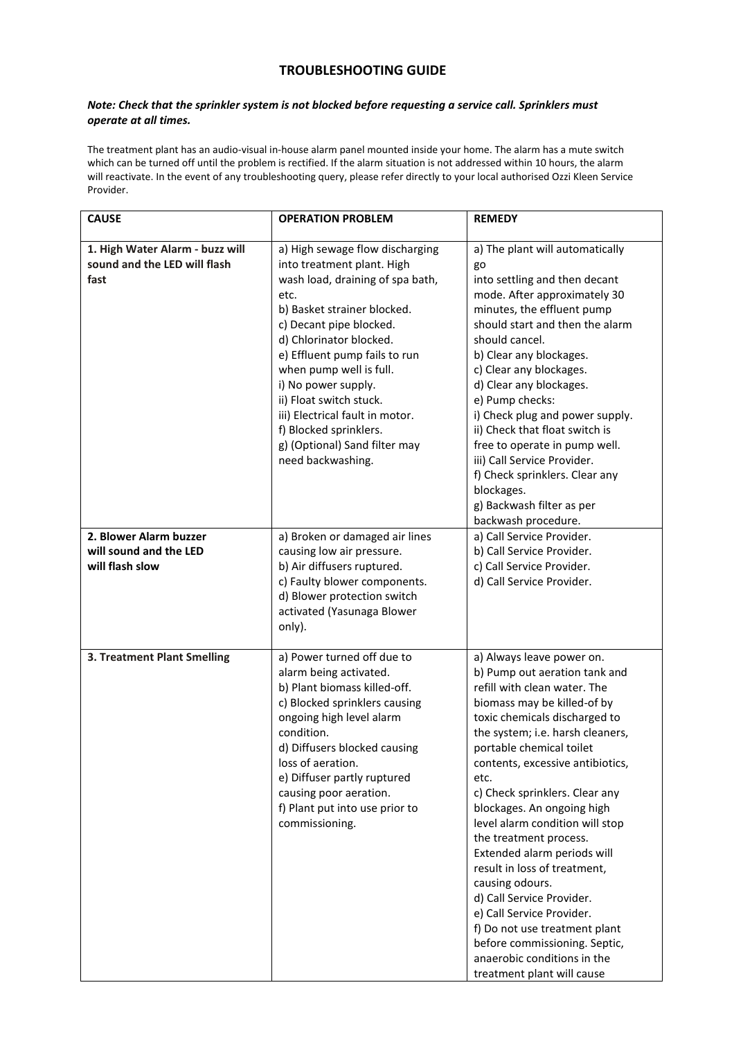## TROUBLESHOOTING GUIDE

***Note: Check that the sprinkler system is not blocked before requesting a service call. Sprinklers must operate at all times.***

The treatment plant has an audio-visual in-house alarm panel mounted inside your home. The alarm has a mute switch which can be turned off until the problem is rectified. If the alarm situation is not addressed within 10 hours, the alarm will reactivate. In the event of any troubleshooting query, please refer directly to your local authorised Ozzi Kleen Service Provider.

| **CAUSE** | **OPERATION PROBLEM** | **REMEDY** |
|---|---|---|
| **1. High Water Alarm - buzz will sound and the LED will flash fast** | a) High sewage flow discharging into treatment plant. High wash load, draining of spa bath, etc.<br>b) Basket strainer blocked.<br>c) Decant pipe blocked.<br>d) Chlorinator blocked.<br>e) Effluent pump fails to run when pump well is full.<br>i) No power supply.<br>ii) Float switch stuck.<br>iii) Electrical fault in motor.<br>f) Blocked sprinklers.<br>g) (Optional) Sand filter may need backwashing. | a) The plant will automatically go into settling and then decant mode. After approximately 30 minutes, the effluent pump should start and then the alarm should cancel.<br>b) Clear any blockages.<br>c) Clear any blockages.<br>d) Clear any blockages.<br>e) Pump checks:<br>i) Check plug and power supply.<br>ii) Check that float switch is free to operate in pump well.<br>iii) Call Service Provider.<br>f) Check sprinklers. Clear any blockages.<br>g) Backwash filter as per backwash procedure. |
| **2. Blower Alarm buzzer will sound and the LED will flash slow** | a) Broken or damaged air lines causing low air pressure.<br>b) Air diffusers ruptured.<br>c) Faulty blower components.<br>d) Blower protection switch activated (Yasunaga Blower only). | a) Call Service Provider.<br>b) Call Service Provider.<br>c) Call Service Provider.<br>d) Call Service Provider. |
| **3. Treatment Plant Smelling** | a) Power turned off due to alarm being activated.<br>b) Plant biomass killed-off.<br>c) Blocked sprinklers causing ongoing high level alarm condition.<br>d) Diffusers blocked causing loss of aeration.<br>e) Diffuser partly ruptured causing poor aeration.<br>f) Plant put into use prior to commissioning. | a) Always leave power on.<br>b) Pump out aeration tank and refill with clean water. The biomass may be killed-of by toxic chemicals discharged to the system; i.e. harsh cleaners, portable chemical toilet contents, excessive antibiotics, etc.<br>c) Check sprinklers. Clear any blockages. An ongoing high level alarm condition will stop the treatment process. Extended alarm periods will result in loss of treatment, causing odours.<br>d) Call Service Provider.<br>e) Call Service Provider.<br>f) Do not use treatment plant before commissioning. Septic, anaerobic conditions in the treatment plant will cause |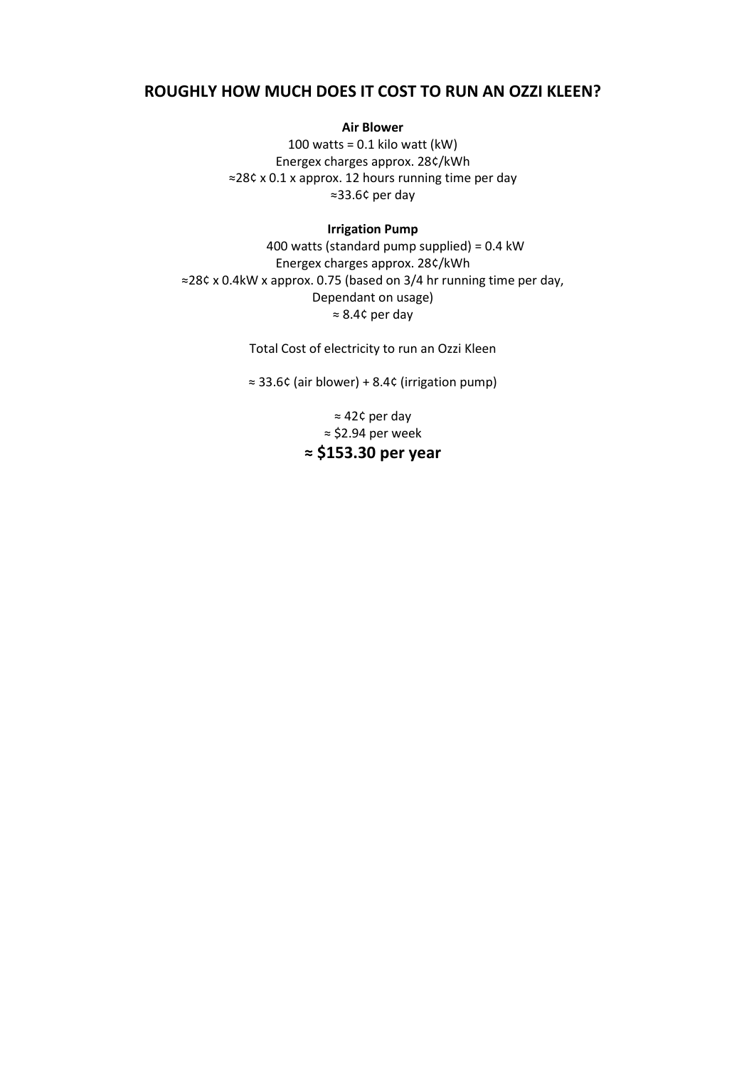## ROUGHLY HOW MUCH DOES IT COST TO RUN AN OZZI KLEEN?

**Air Blower**

100 watts = 0.1 kilo watt (kW)

Energex charges approx. 28¢/kWh

≈28¢ x 0.1 x approx. 12 hours running time per day

≈33.6¢ per day

**Irrigation Pump**

400 watts (standard pump supplied) = 0.4 kW

Energex charges approx. 28¢/kWh

≈28¢ x 0.4kW x approx. 0.75 (based on 3/4 hr running time per day, Dependant on usage)

≈ 8.4¢ per day

Total Cost of electricity to run an Ozzi Kleen

≈ 33.6¢ (air blower) + 8.4¢ (irrigation pump)

≈ 42¢ per day

≈ $2.94 per week

**≈ $153.30 per year**